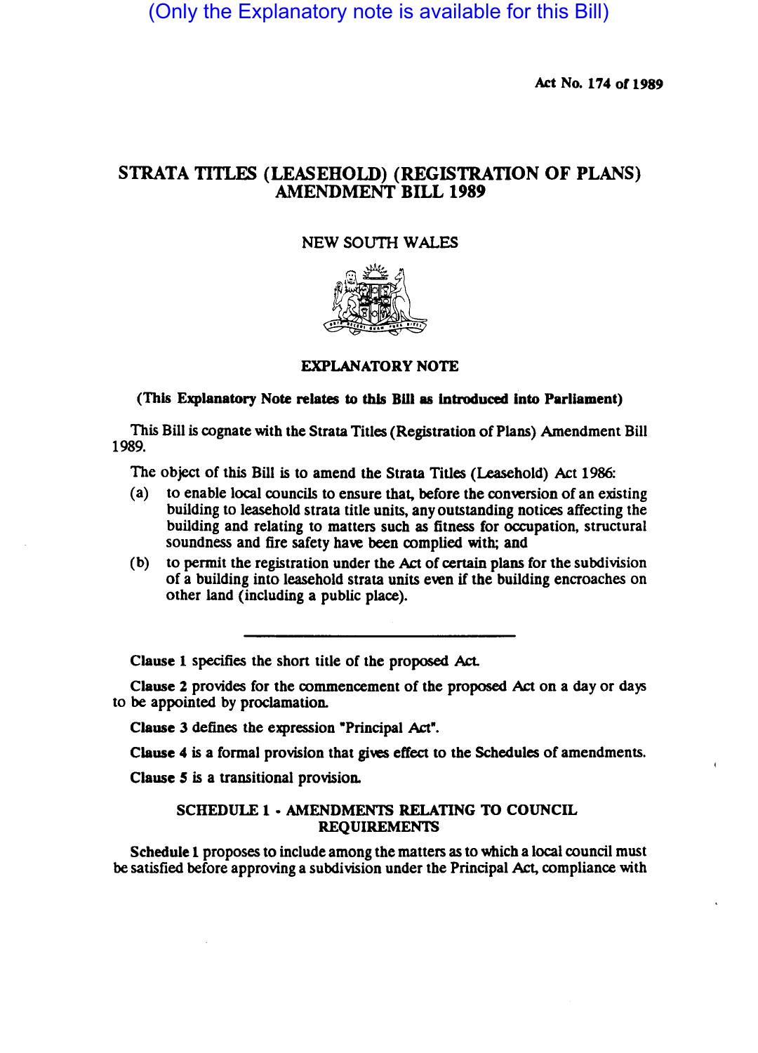(Only the Explanatory note is available for this Bill)

Act No. 174 of 1989

# STRATA TITLES (LEASEHOLD) (REGISTRATION OF PLANS) AMENDMENT BILL 1989

NEW SOUTH WALES

## EXPLANATORY NOTE

**(This Explanatory Note relates to this Bill as introduced into Parliament)**

This Bill is cognate with the Strata Titles (Registration of Plans) Amendment Bill 1989.

The object of this Bill is to amend the Strata Titles (Leasehold) Act 1986:

(a) to enable local councils to ensure that, before the conversion of an existing building to leasehold strata title units, any outstanding notices affecting the building and relating to matters such as fitness for occupation, structural soundness and fire safety have been complied with; and

(b) to permit the registration under the Act of certain plans for the subdivision of a building into leasehold strata units even if the building encroaches on other land (including a public place).

---

**Clause 1** specifies the short title of the proposed Act.

**Clause 2** provides for the commencement of the proposed Act on a day or days to be appointed by proclamation.

**Clause 3** defines the expression "Principal Act".

**Clause 4** is a formal provision that gives effect to the Schedules of amendments.

**Clause 5** is a transitional provision.

### SCHEDULE 1 - AMENDMENTS RELATING TO COUNCIL REQUIREMENTS

**Schedule 1** proposes to include among the matters as to which a local council must be satisfied before approving a subdivision under the Principal Act, compliance with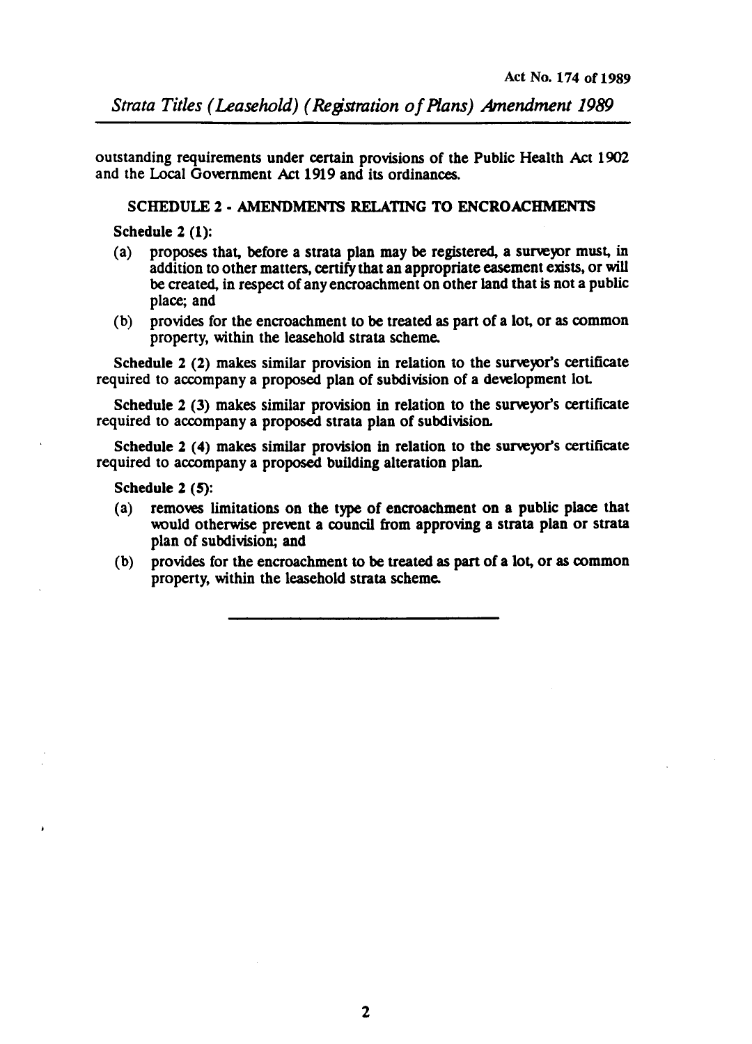outstanding requirements under certain provisions of the Public Health Act 1902 and the Local Government Act 1919 and its ordinances.

## SCHEDULE 2 - AMENDMENTS RELATING TO ENCROACHMENTS

**Schedule 2 (1):**

(a) proposes that, before a strata plan may be registered, a surveyor must, in addition to other matters, certify that an appropriate easement exists, or will be created, in respect of any encroachment on other land that is not a public place; and

(b) provides for the encroachment to be treated as part of a lot, or as common property, within the leasehold strata scheme.

**Schedule 2 (2)** makes similar provision in relation to the surveyor's certificate required to accompany a proposed plan of subdivision of a development lot.

**Schedule 2 (3)** makes similar provision in relation to the surveyor's certificate required to accompany a proposed strata plan of subdivision.

**Schedule 2 (4)** makes similar provision in relation to the surveyor's certificate required to accompany a proposed building alteration plan.

**Schedule 2 (5):**

(a) removes limitations on the type of encroachment on a public place that would otherwise prevent a council from approving a strata plan or strata plan of subdivision; and

(b) provides for the encroachment to be treated as part of a lot, or as common property, within the leasehold strata scheme.